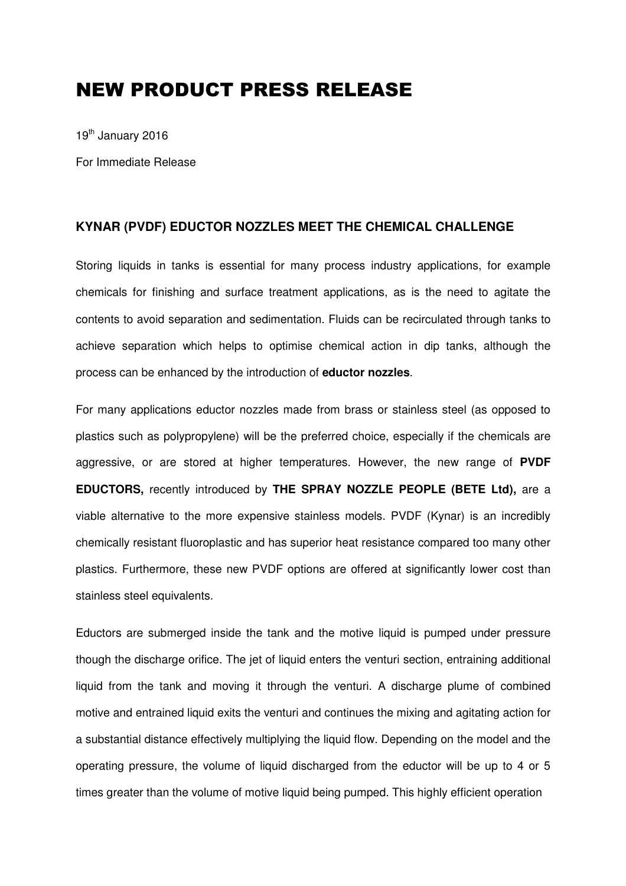# NEW PRODUCT PRESS RELEASE

19th January 2016

For Immediate Release

**KYNAR (PVDF) EDUCTOR NOZZLES MEET THE CHEMICAL CHALLENGE**

Storing liquids in tanks is essential for many process industry applications, for example chemicals for finishing and surface treatment applications, as is the need to agitate the contents to avoid separation and sedimentation. Fluids can be recirculated through tanks to achieve separation which helps to optimise chemical action in dip tanks, although the process can be enhanced by the introduction of **eductor nozzles**.

For many applications eductor nozzles made from brass or stainless steel (as opposed to plastics such as polypropylene) will be the preferred choice, especially if the chemicals are aggressive, or are stored at higher temperatures. However, the new range of **PVDF EDUCTORS,** recently introduced by **THE SPRAY NOZZLE PEOPLE (BETE Ltd),** are a viable alternative to the more expensive stainless models. PVDF (Kynar) is an incredibly chemically resistant fluoroplastic and has superior heat resistance compared too many other plastics. Furthermore, these new PVDF options are offered at significantly lower cost than stainless steel equivalents.

Eductors are submerged inside the tank and the motive liquid is pumped under pressure though the discharge orifice. The jet of liquid enters the venturi section, entraining additional liquid from the tank and moving it through the venturi. A discharge plume of combined motive and entrained liquid exits the venturi and continues the mixing and agitating action for a substantial distance effectively multiplying the liquid flow. Depending on the model and the operating pressure, the volume of liquid discharged from the eductor will be up to 4 or 5 times greater than the volume of motive liquid being pumped. This highly efficient operation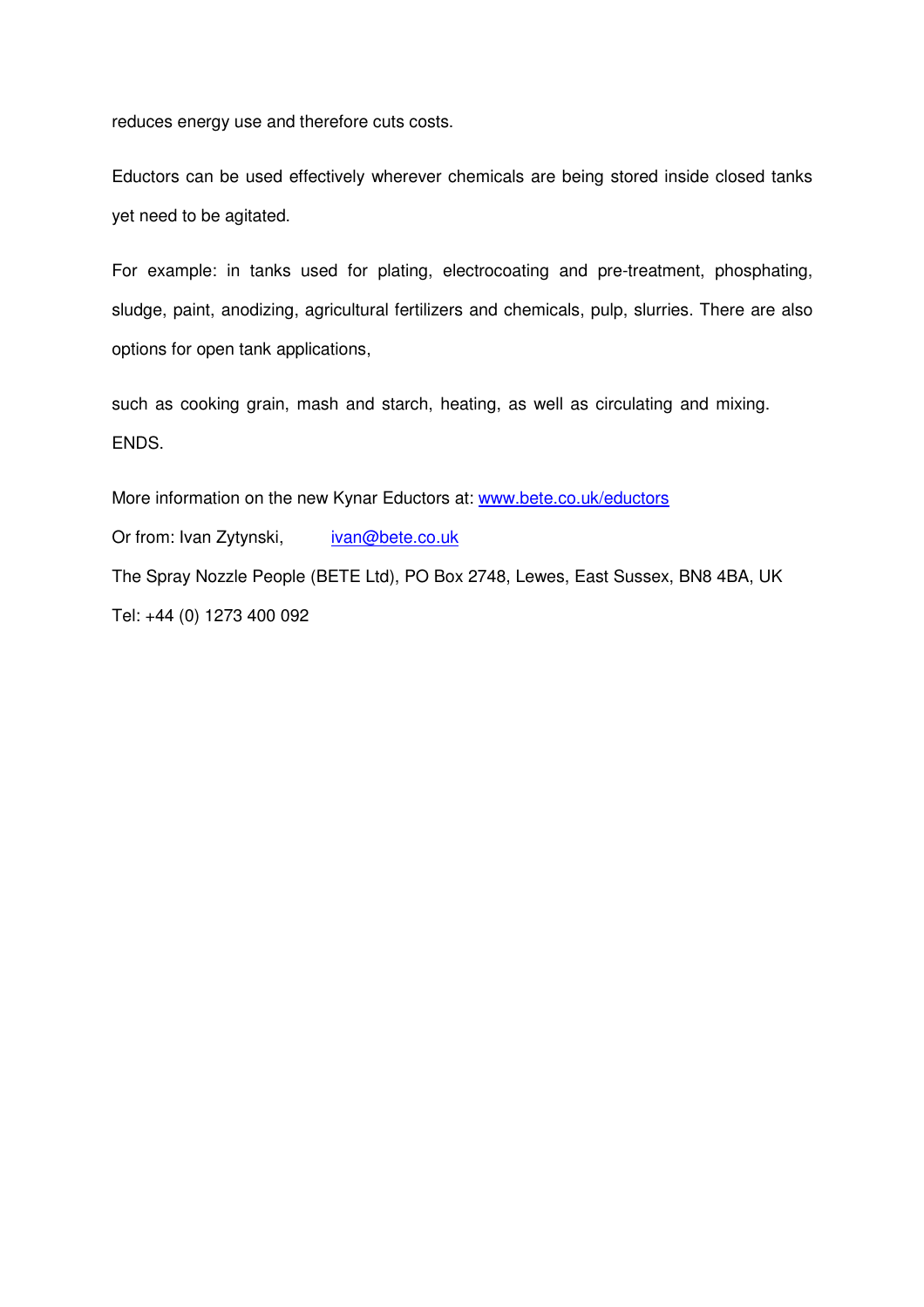reduces energy use and therefore cuts costs.

Eductors can be used effectively wherever chemicals are being stored inside closed tanks yet need to be agitated.

For example: in tanks used for plating, electrocoating and pre-treatment, phosphating, sludge, paint, anodizing, agricultural fertilizers and chemicals, pulp, slurries. There are also options for open tank applications,

such as cooking grain, mash and starch, heating, as well as circulating and mixing.

ENDS.

More information on the new Kynar Eductors at: www.bete.co.uk/eductors

Or from: Ivan Zytynski, ivan@bete.co.uk

The Spray Nozzle People (BETE Ltd), PO Box 2748, Lewes, East Sussex, BN8 4BA, UK

Tel: +44 (0) 1273 400 092